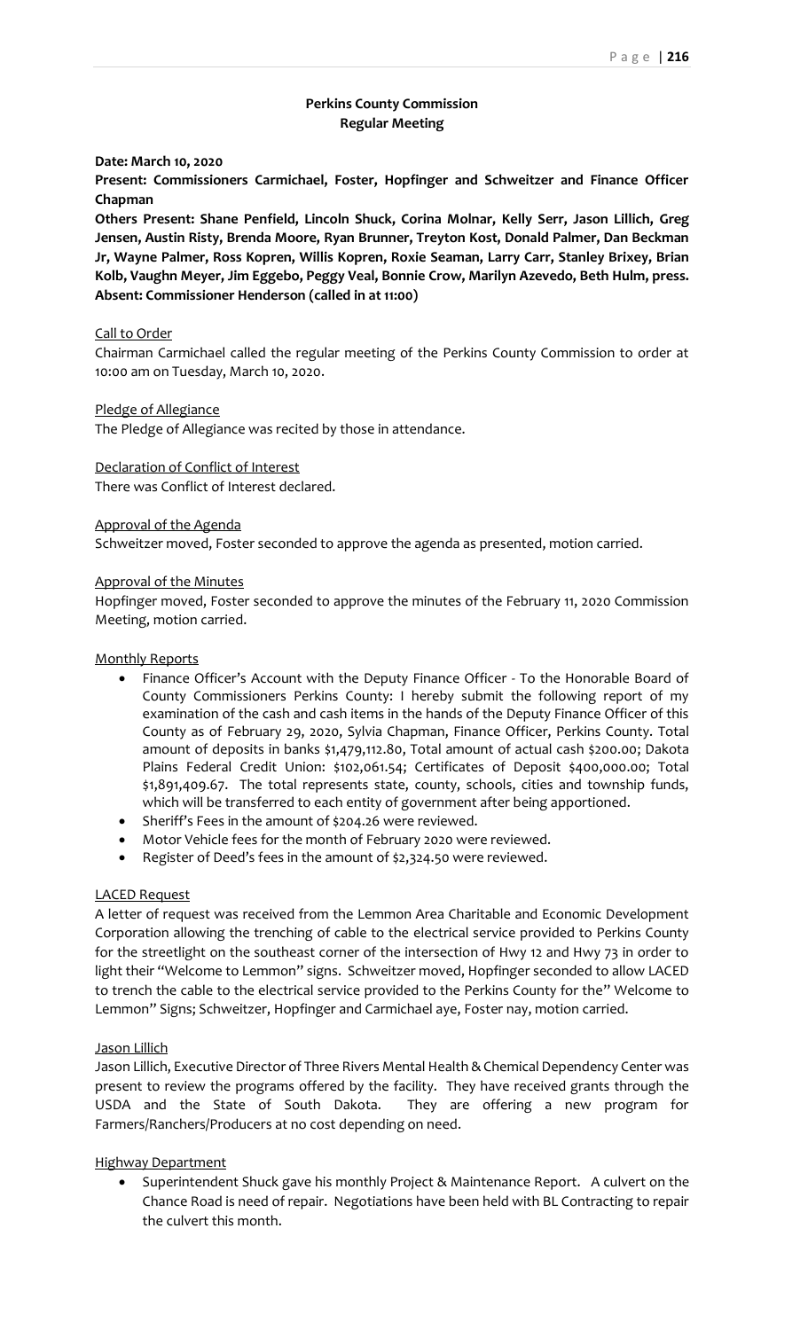# Perkins County Commission
## Regular Meeting

**Date: March 10, 2020**

**Present: Commissioners Carmichael, Foster, Hopfinger and Schweitzer and Finance Officer Chapman**

**Others Present: Shane Penfield, Lincoln Shuck, Corina Molnar, Kelly Serr, Jason Lillich, Greg Jensen, Austin Risty, Brenda Moore, Ryan Brunner, Treyton Kost, Donald Palmer, Dan Beckman Jr, Wayne Palmer, Ross Kopren, Willis Kopren, Roxie Seaman, Larry Carr, Stanley Brixey, Brian Kolb, Vaughn Meyer, Jim Eggebo, Peggy Veal, Bonnie Crow, Marilyn Azevedo, Beth Hulm, press.**
**Absent: Commissioner Henderson (called in at 11:00)**

Call to Order

Chairman Carmichael called the regular meeting of the Perkins County Commission to order at 10:00 am on Tuesday, March 10, 2020.

Pledge of Allegiance

The Pledge of Allegiance was recited by those in attendance.

Declaration of Conflict of Interest

There was Conflict of Interest declared.

Approval of the Agenda

Schweitzer moved, Foster seconded to approve the agenda as presented, motion carried.

Approval of the Minutes

Hopfinger moved, Foster seconded to approve the minutes of the February 11, 2020 Commission Meeting, motion carried.

Monthly Reports

- Finance Officer's Account with the Deputy Finance Officer - To the Honorable Board of County Commissioners Perkins County: I hereby submit the following report of my examination of the cash and cash items in the hands of the Deputy Finance Officer of this County as of February 29, 2020, Sylvia Chapman, Finance Officer, Perkins County. Total amount of deposits in banks $1,479,112.80, Total amount of actual cash $200.00; Dakota Plains Federal Credit Union: $102,061.54; Certificates of Deposit $400,000.00; Total $1,891,409.67. The total represents state, county, schools, cities and township funds, which will be transferred to each entity of government after being apportioned.
- Sheriff's Fees in the amount of $204.26 were reviewed.
- Motor Vehicle fees for the month of February 2020 were reviewed.
- Register of Deed's fees in the amount of $2,324.50 were reviewed.

LACED Request

A letter of request was received from the Lemmon Area Charitable and Economic Development Corporation allowing the trenching of cable to the electrical service provided to Perkins County for the streetlight on the southeast corner of the intersection of Hwy 12 and Hwy 73 in order to light their "Welcome to Lemmon" signs. Schweitzer moved, Hopfinger seconded to allow LACED to trench the cable to the electrical service provided to the Perkins County for the" Welcome to Lemmon" Signs; Schweitzer, Hopfinger and Carmichael aye, Foster nay, motion carried.

Jason Lillich

Jason Lillich, Executive Director of Three Rivers Mental Health & Chemical Dependency Center was present to review the programs offered by the facility. They have received grants through the USDA and the State of South Dakota. They are offering a new program for Farmers/Ranchers/Producers at no cost depending on need.

Highway Department

- Superintendent Shuck gave his monthly Project & Maintenance Report. A culvert on the Chance Road is need of repair. Negotiations have been held with BL Contracting to repair the culvert this month.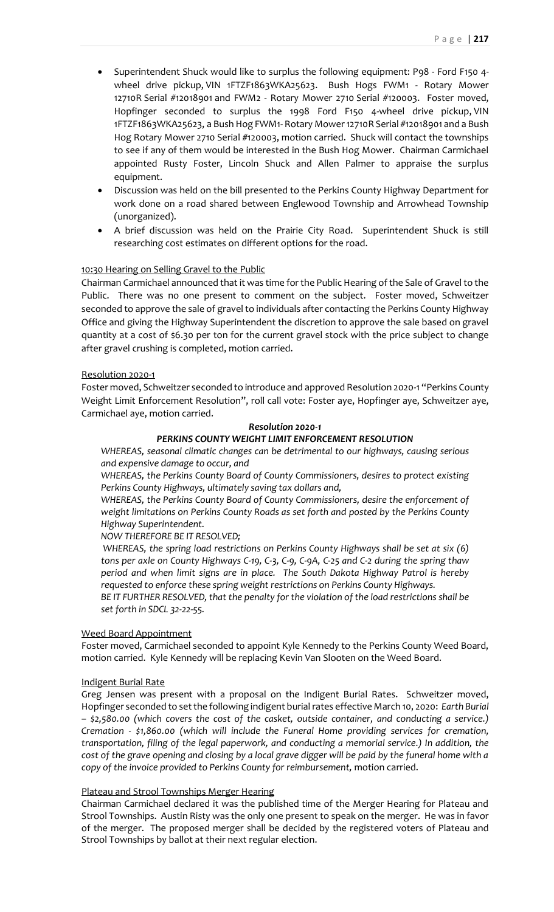- Superintendent Shuck would like to surplus the following equipment: P98 - Ford F150 4-wheel drive pickup, VIN 1FTZF1863WKA25623. Bush Hogs FWM1 - Rotary Mower 12710R Serial #12018901 and FWM2 - Rotary Mower 2710 Serial #120003. Foster moved, Hopfinger seconded to surplus the 1998 Ford F150 4-wheel drive pickup, VIN 1FTZF1863WKA25623, a Bush Hog FWM1- Rotary Mower 12710R Serial #12018901 and a Bush Hog Rotary Mower 2710 Serial #120003, motion carried. Shuck will contact the townships to see if any of them would be interested in the Bush Hog Mower. Chairman Carmichael appointed Rusty Foster, Lincoln Shuck and Allen Palmer to appraise the surplus equipment.
- Discussion was held on the bill presented to the Perkins County Highway Department for work done on a road shared between Englewood Township and Arrowhead Township (unorganized).
- A brief discussion was held on the Prairie City Road. Superintendent Shuck is still researching cost estimates on different options for the road.

10:30 Hearing on Selling Gravel to the Public

Chairman Carmichael announced that it was time for the Public Hearing of the Sale of Gravel to the Public. There was no one present to comment on the subject. Foster moved, Schweitzer seconded to approve the sale of gravel to individuals after contacting the Perkins County Highway Office and giving the Highway Superintendent the discretion to approve the sale based on gravel quantity at a cost of $6.30 per ton for the current gravel stock with the price subject to change after gravel crushing is completed, motion carried.

Resolution 2020-1

Foster moved, Schweitzer seconded to introduce and approved Resolution 2020-1 "Perkins County Weight Limit Enforcement Resolution", roll call vote: Foster aye, Hopfinger aye, Schweitzer aye, Carmichael aye, motion carried.

***Resolution 2020-1***

***PERKINS COUNTY WEIGHT LIMIT ENFORCEMENT RESOLUTION***

*WHEREAS, seasonal climatic changes can be detrimental to our highways, causing serious and expensive damage to occur, and*

*WHEREAS, the Perkins County Board of County Commissioners, desires to protect existing Perkins County Highways, ultimately saving tax dollars and,*

*WHEREAS, the Perkins County Board of County Commissioners, desire the enforcement of weight limitations on Perkins County Roads as set forth and posted by the Perkins County Highway Superintendent.*

*NOW THEREFORE BE IT RESOLVED;*

*WHEREAS, the spring load restrictions on Perkins County Highways shall be set at six (6) tons per axle on County Highways C-19, C-3, C-9, C-9A, C-25 and C-2 during the spring thaw period and when limit signs are in place. The South Dakota Highway Patrol is hereby requested to enforce these spring weight restrictions on Perkins County Highways.*

*BE IT FURTHER RESOLVED, that the penalty for the violation of the load restrictions shall be set forth in SDCL 32-22-55.*

Weed Board Appointment

Foster moved, Carmichael seconded to appoint Kyle Kennedy to the Perkins County Weed Board, motion carried. Kyle Kennedy will be replacing Kevin Van Slooten on the Weed Board.

Indigent Burial Rate

Greg Jensen was present with a proposal on the Indigent Burial Rates. Schweitzer moved, Hopfinger seconded to set the following indigent burial rates effective March 10, 2020: *Earth Burial – $2,580.00 (which covers the cost of the casket, outside container, and conducting a service.) Cremation - $1,860.00 (which will include the Funeral Home providing services for cremation, transportation, filing of the legal paperwork, and conducting a memorial service.) In addition, the cost of the grave opening and closing by a local grave digger will be paid by the funeral home with a copy of the invoice provided to Perkins County for reimbursement,* motion carried.

Plateau and Strool Townships Merger Hearing

Chairman Carmichael declared it was the published time of the Merger Hearing for Plateau and Strool Townships. Austin Risty was the only one present to speak on the merger. He was in favor of the merger. The proposed merger shall be decided by the registered voters of Plateau and Strool Townships by ballot at their next regular election.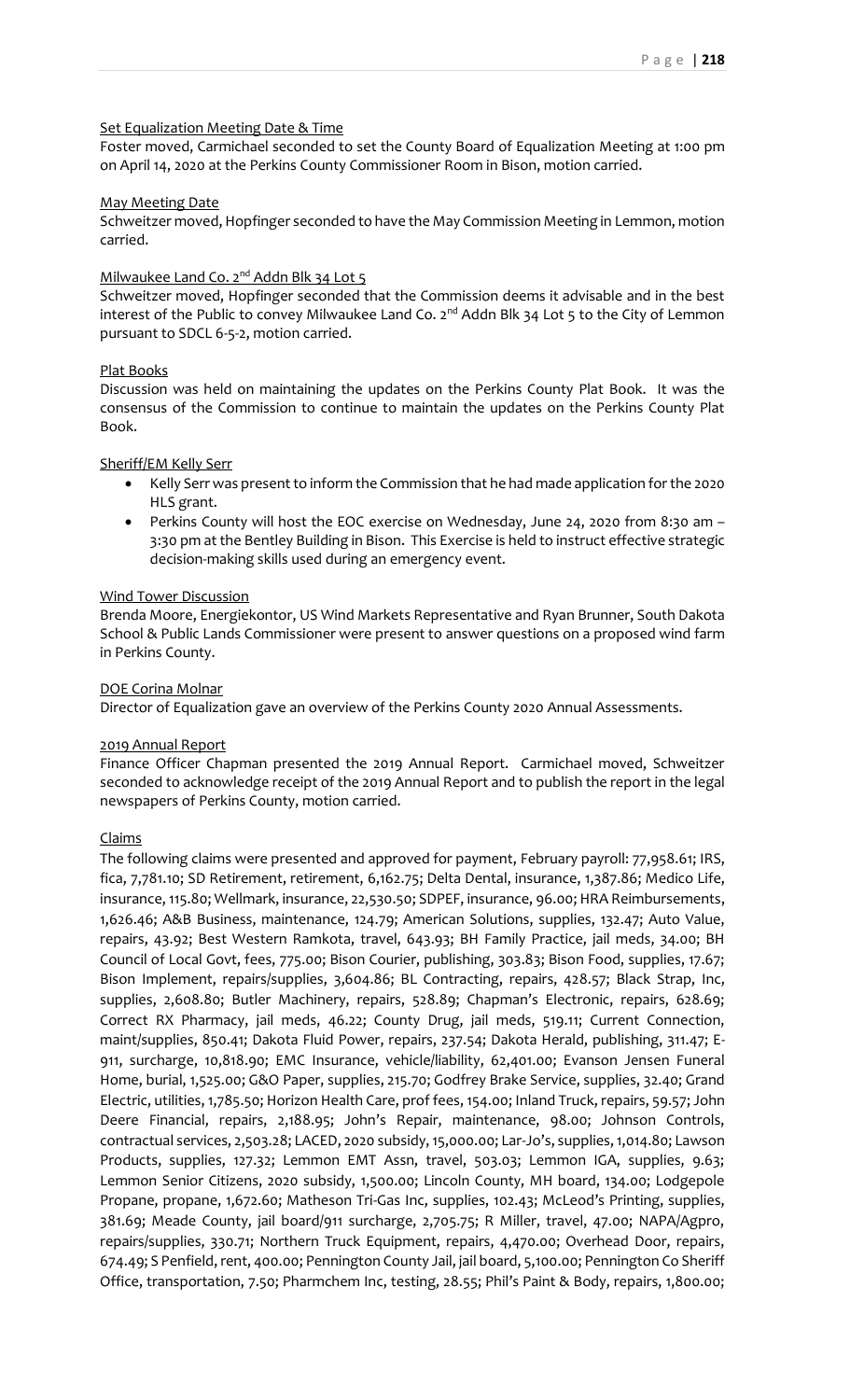#### Set Equalization Meeting Date & Time

Foster moved, Carmichael seconded to set the County Board of Equalization Meeting at 1:00 pm on April 14, 2020 at the Perkins County Commissioner Room in Bison, motion carried.

#### May Meeting Date

Schweitzer moved, Hopfinger seconded to have the May Commission Meeting in Lemmon, motion carried.

#### Milwaukee Land Co. 2nd Addn Blk 34 Lot 5

Schweitzer moved, Hopfinger seconded that the Commission deems it advisable and in the best interest of the Public to convey Milwaukee Land Co. 2nd Addn Blk 34 Lot 5 to the City of Lemmon pursuant to SDCL 6-5-2, motion carried.

#### Plat Books

Discussion was held on maintaining the updates on the Perkins County Plat Book. It was the consensus of the Commission to continue to maintain the updates on the Perkins County Plat Book.

#### Sheriff/EM Kelly Serr

- Kelly Serr was present to inform the Commission that he had made application for the 2020 HLS grant.
- Perkins County will host the EOC exercise on Wednesday, June 24, 2020 from 8:30 am – 3:30 pm at the Bentley Building in Bison. This Exercise is held to instruct effective strategic decision-making skills used during an emergency event.

#### Wind Tower Discussion

Brenda Moore, Energiekontor, US Wind Markets Representative and Ryan Brunner, South Dakota School & Public Lands Commissioner were present to answer questions on a proposed wind farm in Perkins County.

#### DOE Corina Molnar

Director of Equalization gave an overview of the Perkins County 2020 Annual Assessments.

#### 2019 Annual Report

Finance Officer Chapman presented the 2019 Annual Report. Carmichael moved, Schweitzer seconded to acknowledge receipt of the 2019 Annual Report and to publish the report in the legal newspapers of Perkins County, motion carried.

#### Claims

The following claims were presented and approved for payment, February payroll: 77,958.61; IRS, fica, 7,781.10; SD Retirement, retirement, 6,162.75; Delta Dental, insurance, 1,387.86; Medico Life, insurance, 115.80; Wellmark, insurance, 22,530.50; SDPEF, insurance, 96.00; HRA Reimbursements, 1,626.46; A&B Business, maintenance, 124.79; American Solutions, supplies, 132.47; Auto Value, repairs, 43.92; Best Western Ramkota, travel, 643.93; BH Family Practice, jail meds, 34.00; BH Council of Local Govt, fees, 775.00; Bison Courier, publishing, 303.83; Bison Food, supplies, 17.67; Bison Implement, repairs/supplies, 3,604.86; BL Contracting, repairs, 428.57; Black Strap, Inc, supplies, 2,608.80; Butler Machinery, repairs, 528.89; Chapman's Electronic, repairs, 628.69; Correct RX Pharmacy, jail meds, 46.22; County Drug, jail meds, 519.11; Current Connection, maint/supplies, 850.41; Dakota Fluid Power, repairs, 237.54; Dakota Herald, publishing, 311.47; E-911, surcharge, 10,818.90; EMC Insurance, vehicle/liability, 62,401.00; Evanson Jensen Funeral Home, burial, 1,525.00; G&O Paper, supplies, 215.70; Godfrey Brake Service, supplies, 32.40; Grand Electric, utilities, 1,785.50; Horizon Health Care, prof fees, 154.00; Inland Truck, repairs, 59.57; John Deere Financial, repairs, 2,188.95; John's Repair, maintenance, 98.00; Johnson Controls, contractual services, 2,503.28; LACED, 2020 subsidy, 15,000.00; Lar-Jo's, supplies, 1,014.80; Lawson Products, supplies, 127.32; Lemmon EMT Assn, travel, 503.03; Lemmon IGA, supplies, 9.63; Lemmon Senior Citizens, 2020 subsidy, 1,500.00; Lincoln County, MH board, 134.00; Lodgepole Propane, propane, 1,672.60; Matheson Tri-Gas Inc, supplies, 102.43; McLeod's Printing, supplies, 381.69; Meade County, jail board/911 surcharge, 2,705.75; R Miller, travel, 47.00; NAPA/Agpro, repairs/supplies, 330.71; Northern Truck Equipment, repairs, 4,470.00; Overhead Door, repairs, 674.49; S Penfield, rent, 400.00; Pennington County Jail, jail board, 5,100.00; Pennington Co Sheriff Office, transportation, 7.50; Pharmchem Inc, testing, 28.55; Phil's Paint & Body, repairs, 1,800.00;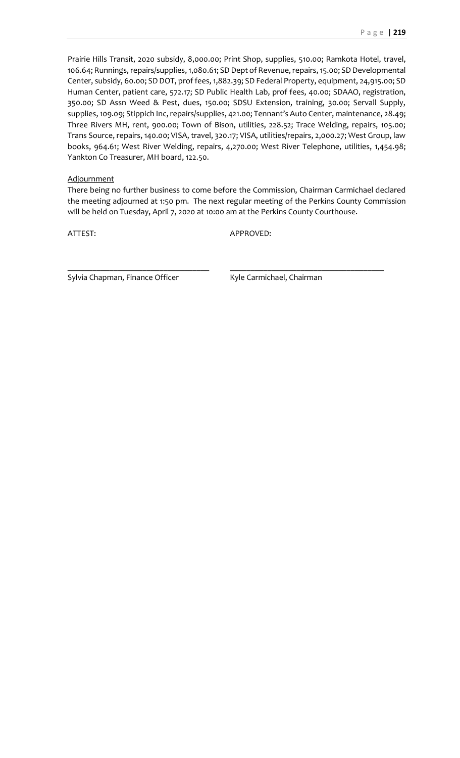Prairie Hills Transit, 2020 subsidy, 8,000.00; Print Shop, supplies, 510.00; Ramkota Hotel, travel, 106.64; Runnings, repairs/supplies, 1,080.61; SD Dept of Revenue, repairs, 15.00; SD Developmental Center, subsidy, 60.00; SD DOT, prof fees, 1,882.39; SD Federal Property, equipment, 24,915.00; SD Human Center, patient care, 572.17; SD Public Health Lab, prof fees, 40.00; SDAAO, registration, 350.00; SD Assn Weed & Pest, dues, 150.00; SDSU Extension, training, 30.00; Servall Supply, supplies, 109.09; Stippich Inc, repairs/supplies, 421.00; Tennant's Auto Center, maintenance, 28.49; Three Rivers MH, rent, 900.00; Town of Bison, utilities, 228.52; Trace Welding, repairs, 105.00; Trans Source, repairs, 140.00; VISA, travel, 320.17; VISA, utilities/repairs, 2,000.27; West Group, law books, 964.61; West River Welding, repairs, 4,270.00; West River Telephone, utilities, 1,454.98; Yankton Co Treasurer, MH board, 122.50.

Adjournment

There being no further business to come before the Commission, Chairman Carmichael declared the meeting adjourned at 1:50 pm. The next regular meeting of the Perkins County Commission will be held on Tuesday, April 7, 2020 at 10:00 am at the Perkins County Courthouse.

ATTEST: APPROVED:

\_\_\_\_\_\_\_\_\_\_\_\_\_\_\_\_\_\_\_\_\_\_\_\_\_\_\_\_\_\_\_\_ \_\_\_\_\_\_\_\_\_\_\_\_\_\_\_\_\_\_\_\_\_\_\_\_\_\_\_\_\_\_\_\_

Sylvia Chapman, Finance Officer Kyle Carmichael, Chairman